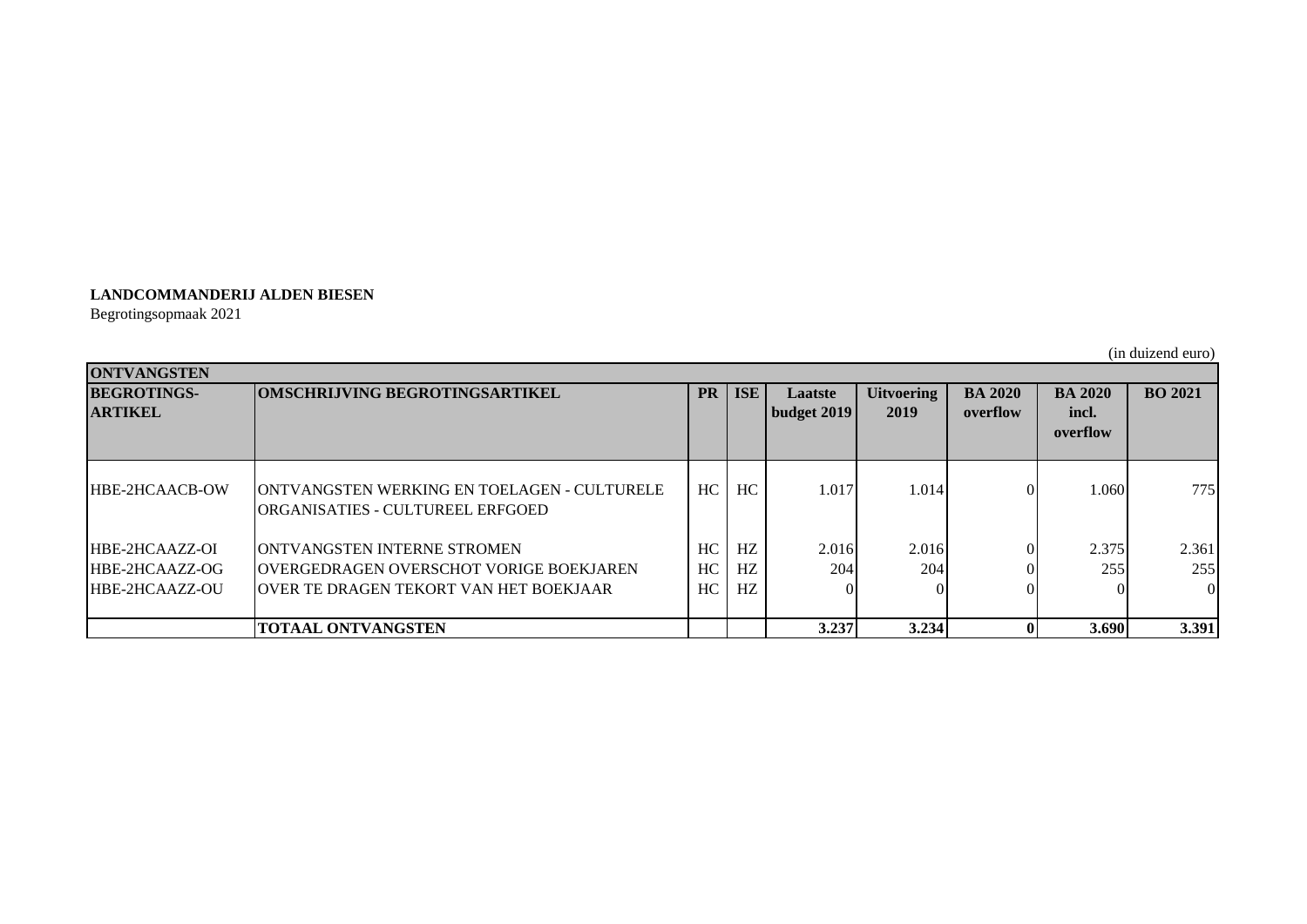**LANDCOMMANDERIJ ALDEN BIESEN**
Begrotingsopmaak 2021

(in duizend euro)

| **ONTVANGSTEN** | | | | | | | | |
|---|---|---|---|---|---|---|---|---|
| **BEGROTINGS-ARTIKEL** | **OMSCHRIJVING BEGROTINGSARTIKEL** | **PR** | **ISE** | **Laatste budget 2019** | **Uitvoering 2019** | **BA 2020 overflow** | **BA 2020 incl. overflow** | **BO 2021** |
| HBE-2HCAACB-OW | ONTVANGSTEN WERKING EN TOELAGEN - CULTURELE ORGANISATIES - CULTUREEL ERFGOED | HC | HC | 1.017 | 1.014 | 0 | 1.060 | 775 |
| HBE-2HCAAZZ-OI | ONTVANGSTEN INTERNE STROMEN | HC | HZ | 2.016 | 2.016 | 0 | 2.375 | 2.361 |
| HBE-2HCAAZZ-OG | OVERGEDRAGEN OVERSCHOT VORIGE BOEKJAREN | HC | HZ | 204 | 204 | 0 | 255 | 255 |
| HBE-2HCAAZZ-OU | OVER TE DRAGEN TEKORT VAN HET BOEKJAAR | HC | HZ | 0 | 0 | 0 | 0 | 0 |
| | **TOTAAL ONTVANGSTEN** | | | **3.237** | **3.234** | **0** | **3.690** | **3.391** |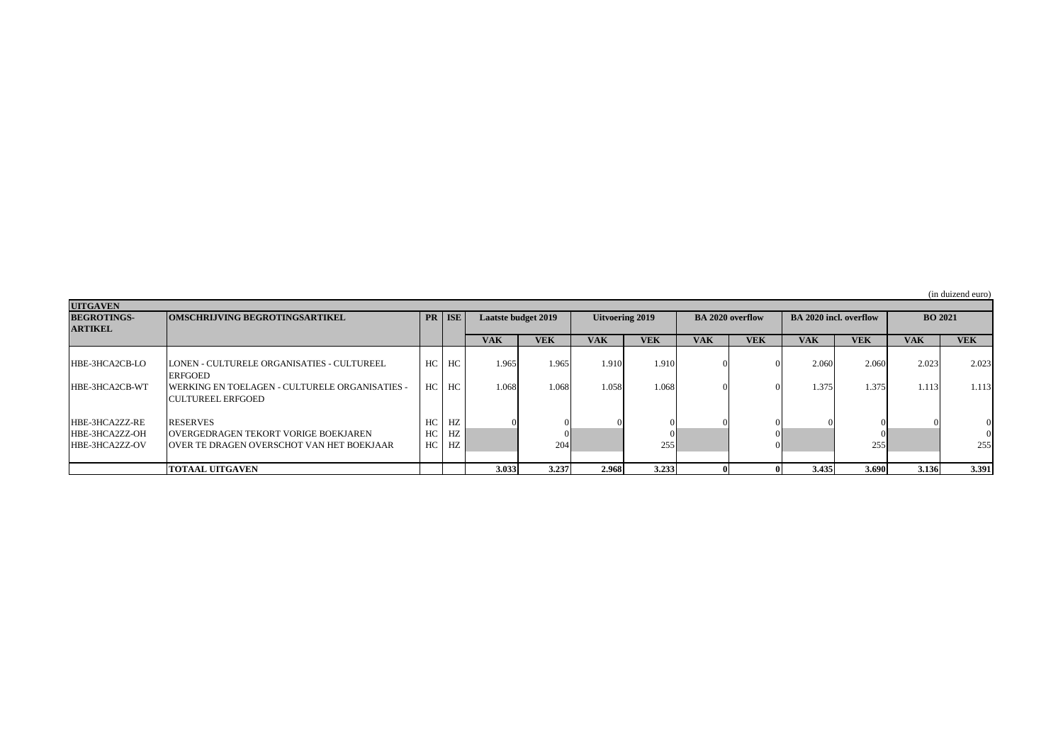(in duizend euro)

| UITGAVEN | | | | | | | | | | | | | |
|---|---|---|---|---|---|---|---|---|---|---|---|---|---|
| **BEGROTINGS-ARTIKEL** | **OMSCHRIJVING BEGROTINGSARTIKEL** | **PR** | **ISE** | **Laatste budget 2019** | | **Uitvoering 2019** | | **BA 2020 overflow** | | **BA 2020 incl. overflow** | | **BO 2021** | |
| | | | | **VAK** | **VEK** | **VAK** | **VEK** | **VAK** | **VEK** | **VAK** | **VEK** | **VAK** | **VEK** |
| HBE-3HCA2CB-LO | LONEN - CULTURELE ORGANISATIES - CULTUREEL ERFGOED | HC | HC | 1.965 | 1.965 | 1.910 | 1.910 | 0 | 0 | 2.060 | 2.060 | 2.023 | 2.023 |
| HBE-3HCA2CB-WT | WERKING EN TOELAGEN - CULTURELE ORGANISATIES - CULTUREEL ERFGOED | HC | HC | 1.068 | 1.068 | 1.058 | 1.068 | 0 | 0 | 1.375 | 1.375 | 1.113 | 1.113 |
| HBE-3HCA2ZZ-RE | RESERVES | HC | HZ | 0 | 0 | 0 | 0 | 0 | 0 | 0 | 0 | 0 | 0 |
| HBE-3HCA2ZZ-OH | OVERGEDRAGEN TEKORT VORIGE BOEKJAREN | HC | HZ | | 0 | | 0 | | 0 | | 0 | | 0 |
| HBE-3HCA2ZZ-OV | OVER TE DRAGEN OVERSCHOT VAN HET BOEKJAAR | HC | HZ | | 204 | | 255 | | 0 | | 255 | | 255 |
| | **TOTAAL UITGAVEN** | | | **3.033** | **3.237** | **2.968** | **3.233** | **0** | **0** | **3.435** | **3.690** | **3.136** | **3.391** |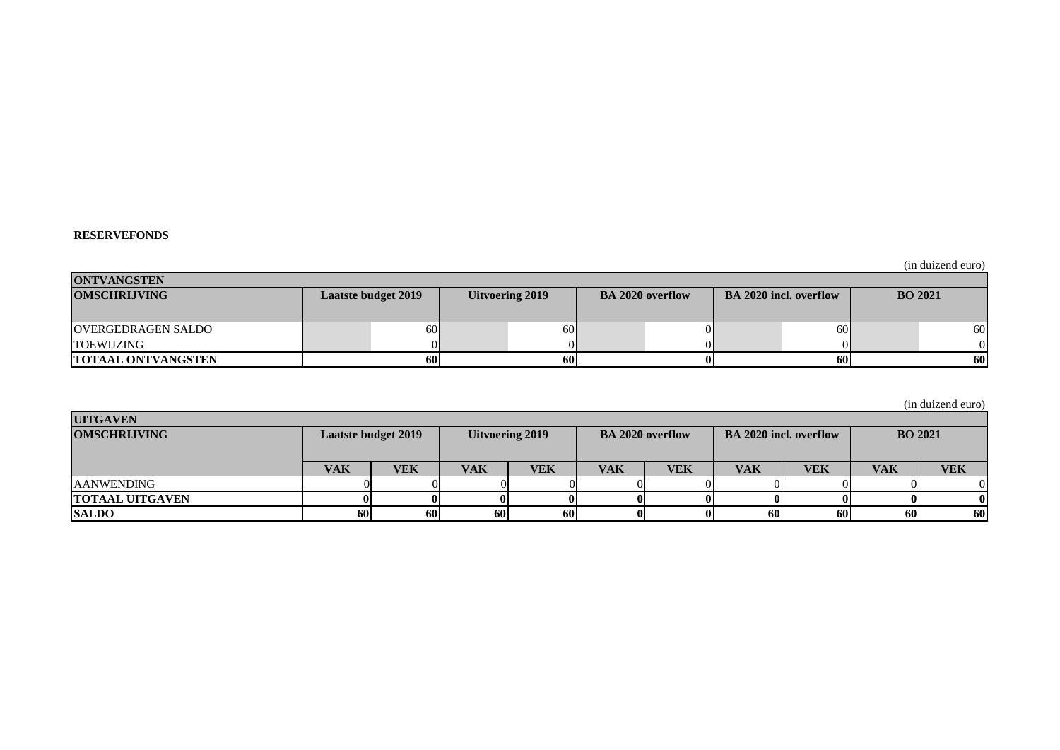**RESERVEFONDS**

(in duizend euro)

| ONTVANGSTEN | | | | | | | | | | |
|---|---|---|---|---|---|---|---|---|---|---|
| **OMSCHRIJVING** | **Laatste budget 2019** | | **Uitvoering 2019** | | **BA 2020 overflow** | | **BA 2020 incl. overflow** | | **BO 2021** | |
| OVERGEDRAGEN SALDO | | 60 | | 60 | | 0 | | 60 | | 60 |
| TOEWIJZING | | 0 | | 0 | | 0 | | 0 | | 0 |
| **TOTAAL ONTVANGSTEN** | | **60** | | **60** | | **0** | | **60** | | **60** |

(in duizend euro)

| UITGAVEN | | | | | | | | | | |
|---|---|---|---|---|---|---|---|---|---|---|
| **OMSCHRIJVING** | **Laatste budget 2019** | | **Uitvoering 2019** | | **BA 2020 overflow** | | **BA 2020 incl. overflow** | | **BO 2021** | |
| | **VAK** | **VEK** | **VAK** | **VEK** | **VAK** | **VEK** | **VAK** | **VEK** | **VAK** | **VEK** |
| AANWENDING | 0 | 0 | 0 | 0 | 0 | 0 | 0 | 0 | 0 | 0 |
| **TOTAAL UITGAVEN** | **0** | **0** | **0** | **0** | **0** | **0** | **0** | **0** | **0** | **0** |
| **SALDO** | **60** | **60** | **60** | **60** | **0** | **0** | **60** | **60** | **60** | **60** |